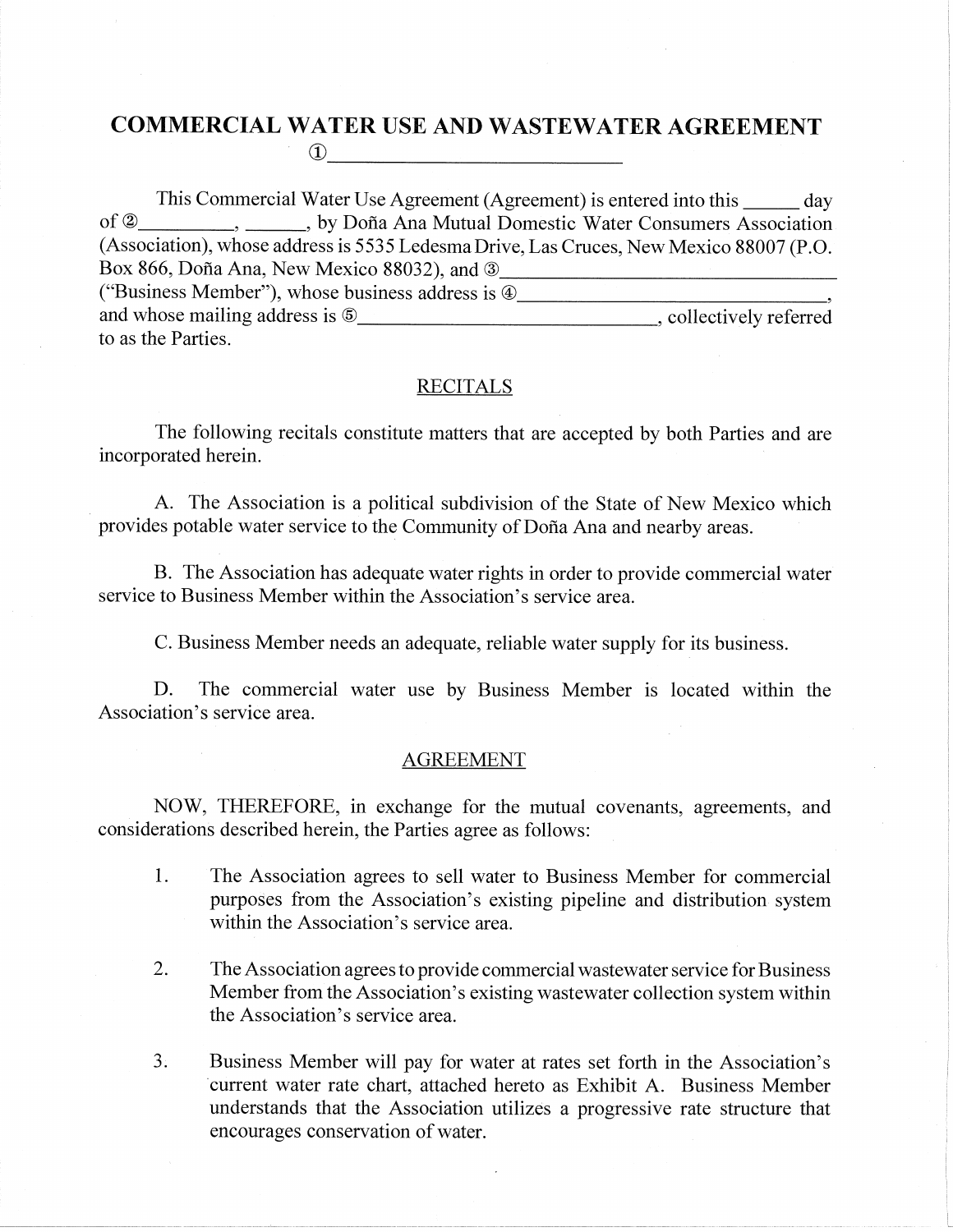# COMMERCIAL WATER USE AND WASTEWATER AGREEMENT

①\_\_\_\_\_\_\_\_\_\_\_\_\_\_\_\_\_\_\_\_\_\_\_\_\_\_\_\_\_\_

This Commercial Water Use Agreement (Agreement) is entered into this \_\_\_\_\_ day of ②\_\_\_\_\_\_\_\_\_, \_\_\_\_\_\_, by Doña Ana Mutual Domestic Water Consumers Association (Association), whose address is 5535 Ledesma Drive, Las Cruces, New Mexico 88007 (P.O. Box 866, Doña Ana, New Mexico 88032), and ③\_\_\_\_\_\_\_\_\_\_\_\_\_\_\_\_\_\_\_\_\_\_\_\_\_\_\_\_\_\_\_\_\_\_ ("Business Member"), whose business address is ④\_\_\_\_\_\_\_\_\_\_\_\_\_\_\_\_\_\_\_\_\_\_\_\_\_\_\_\_\_\_\_\_, and whose mailing address is ⑤\_\_\_\_\_\_\_\_\_\_\_\_\_\_\_\_\_\_\_\_\_\_\_\_\_\_\_\_\_\_\_, collectively referred to as the Parties.

## RECITALS

The following recitals constitute matters that are accepted by both Parties and are incorporated herein.

A. The Association is a political subdivision of the State of New Mexico which provides potable water service to the Community of Doña Ana and nearby areas.

B. The Association has adequate water rights in order to provide commercial water service to Business Member within the Association's service area.

C. Business Member needs an adequate, reliable water supply for its business.

D. The commercial water use by Business Member is located within the Association's service area.

## AGREEMENT

NOW, THEREFORE, in exchange for the mutual covenants, agreements, and considerations described herein, the Parties agree as follows:

1. The Association agrees to sell water to Business Member for commercial purposes from the Association's existing pipeline and distribution system within the Association's service area.

2. The Association agrees to provide commercial wastewater service for Business Member from the Association's existing wastewater collection system within the Association's service area.

3. Business Member will pay for water at rates set forth in the Association's current water rate chart, attached hereto as Exhibit A. Business Member understands that the Association utilizes a progressive rate structure that encourages conservation of water.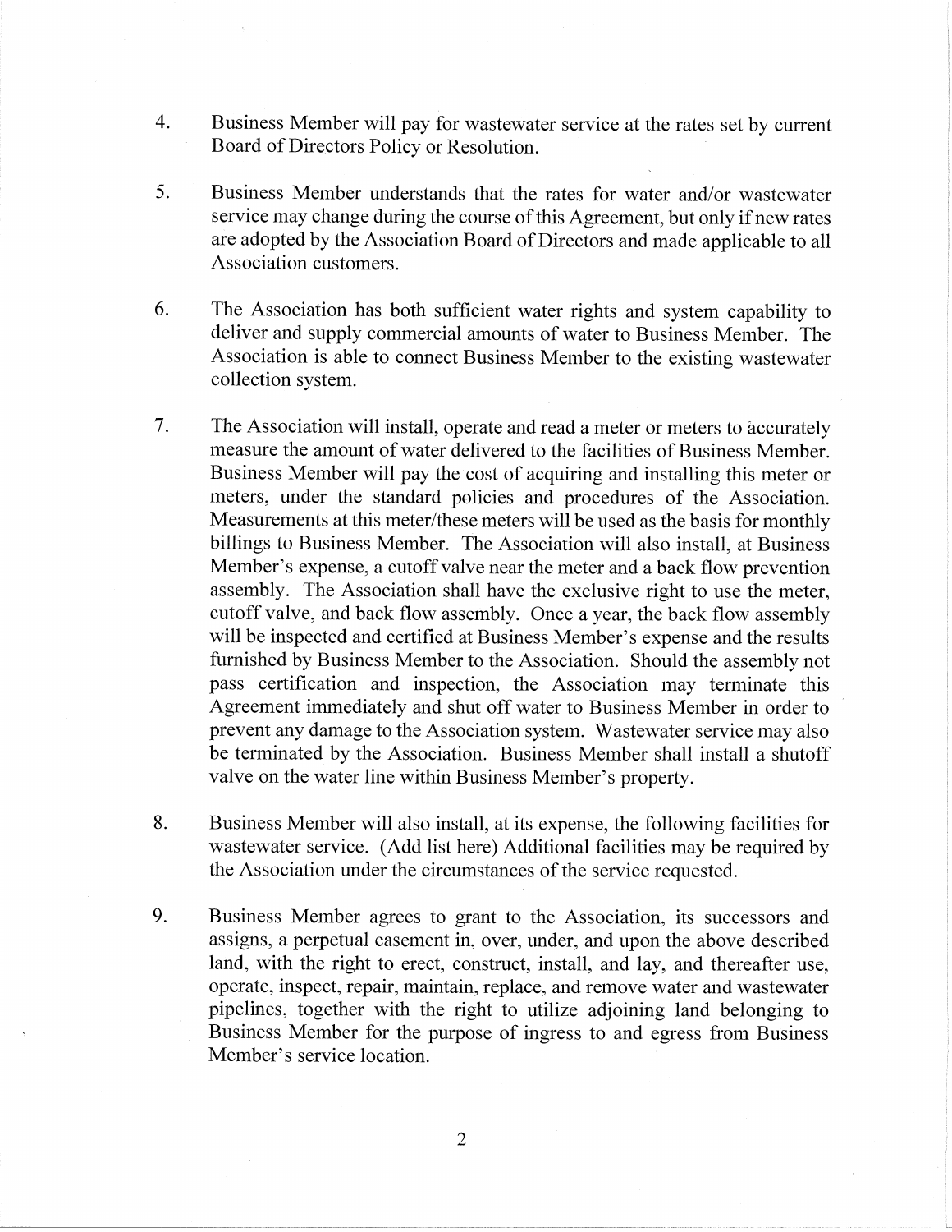4. Business Member will pay for wastewater service at the rates set by current Board of Directors Policy or Resolution.

5. Business Member understands that the rates for water and/or wastewater service may change during the course of this Agreement, but only if new rates are adopted by the Association Board of Directors and made applicable to all Association customers.

6. The Association has both sufficient water rights and system capability to deliver and supply commercial amounts of water to Business Member. The Association is able to connect Business Member to the existing wastewater collection system.

7. The Association will install, operate and read a meter or meters to accurately measure the amount of water delivered to the facilities of Business Member. Business Member will pay the cost of acquiring and installing this meter or meters, under the standard policies and procedures of the Association. Measurements at this meter/these meters will be used as the basis for monthly billings to Business Member. The Association will also install, at Business Member's expense, a cutoff valve near the meter and a back flow prevention assembly. The Association shall have the exclusive right to use the meter, cutoff valve, and back flow assembly. Once a year, the back flow assembly will be inspected and certified at Business Member's expense and the results furnished by Business Member to the Association. Should the assembly not pass certification and inspection, the Association may terminate this Agreement immediately and shut off water to Business Member in order to prevent any damage to the Association system. Wastewater service may also be terminated by the Association. Business Member shall install a shutoff valve on the water line within Business Member's property.

8. Business Member will also install, at its expense, the following facilities for wastewater service. (Add list here) Additional facilities may be required by the Association under the circumstances of the service requested.

9. Business Member agrees to grant to the Association, its successors and assigns, a perpetual easement in, over, under, and upon the above described land, with the right to erect, construct, install, and lay, and thereafter use, operate, inspect, repair, maintain, replace, and remove water and wastewater pipelines, together with the right to utilize adjoining land belonging to Business Member for the purpose of ingress to and egress from Business Member's service location.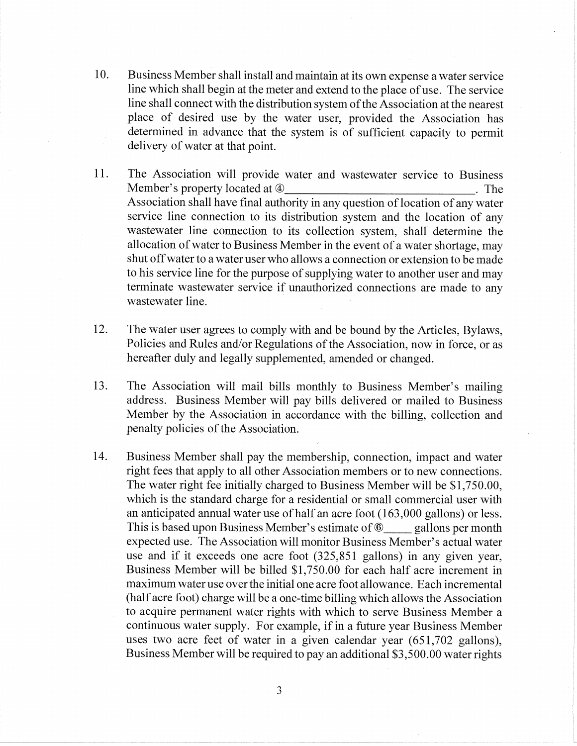10. Business Member shall install and maintain at its own expense a water service line which shall begin at the meter and extend to the place of use. The service line shall connect with the distribution system of the Association at the nearest place of desired use by the water user, provided the Association has determined in advance that the system is of sufficient capacity to permit delivery of water at that point.

11. The Association will provide water and wastewater service to Business Member's property located at ④\_\_\_\_\_\_\_\_\_\_\_\_\_\_\_\_\_\_\_\_\_\_\_\_\_\_\_\_\_\_. The Association shall have final authority in any question of location of any water service line connection to its distribution system and the location of any wastewater line connection to its collection system, shall determine the allocation of water to Business Member in the event of a water shortage, may shut off water to a water user who allows a connection or extension to be made to his service line for the purpose of supplying water to another user and may terminate wastewater service if unauthorized connections are made to any wastewater line.

12. The water user agrees to comply with and be bound by the Articles, Bylaws, Policies and Rules and/or Regulations of the Association, now in force, or as hereafter duly and legally supplemented, amended or changed.

13. The Association will mail bills monthly to Business Member's mailing address. Business Member will pay bills delivered or mailed to Business Member by the Association in accordance with the billing, collection and penalty policies of the Association.

14. Business Member shall pay the membership, connection, impact and water right fees that apply to all other Association members or to new connections. The water right fee initially charged to Business Member will be $1,750.00, which is the standard charge for a residential or small commercial user with an anticipated annual water use of half an acre foot (163,000 gallons) or less. This is based upon Business Member's estimate of ⑥\_\_\_\_\_ gallons per month expected use. The Association will monitor Business Member's actual water use and if it exceeds one acre foot (325,851 gallons) in any given year, Business Member will be billed $1,750.00 for each half acre increment in maximum water use over the initial one acre foot allowance. Each incremental (half acre foot) charge will be a one-time billing which allows the Association to acquire permanent water rights with which to serve Business Member a continuous water supply. For example, if in a future year Business Member uses two acre feet of water in a given calendar year (651,702 gallons), Business Member will be required to pay an additional $3,500.00 water rights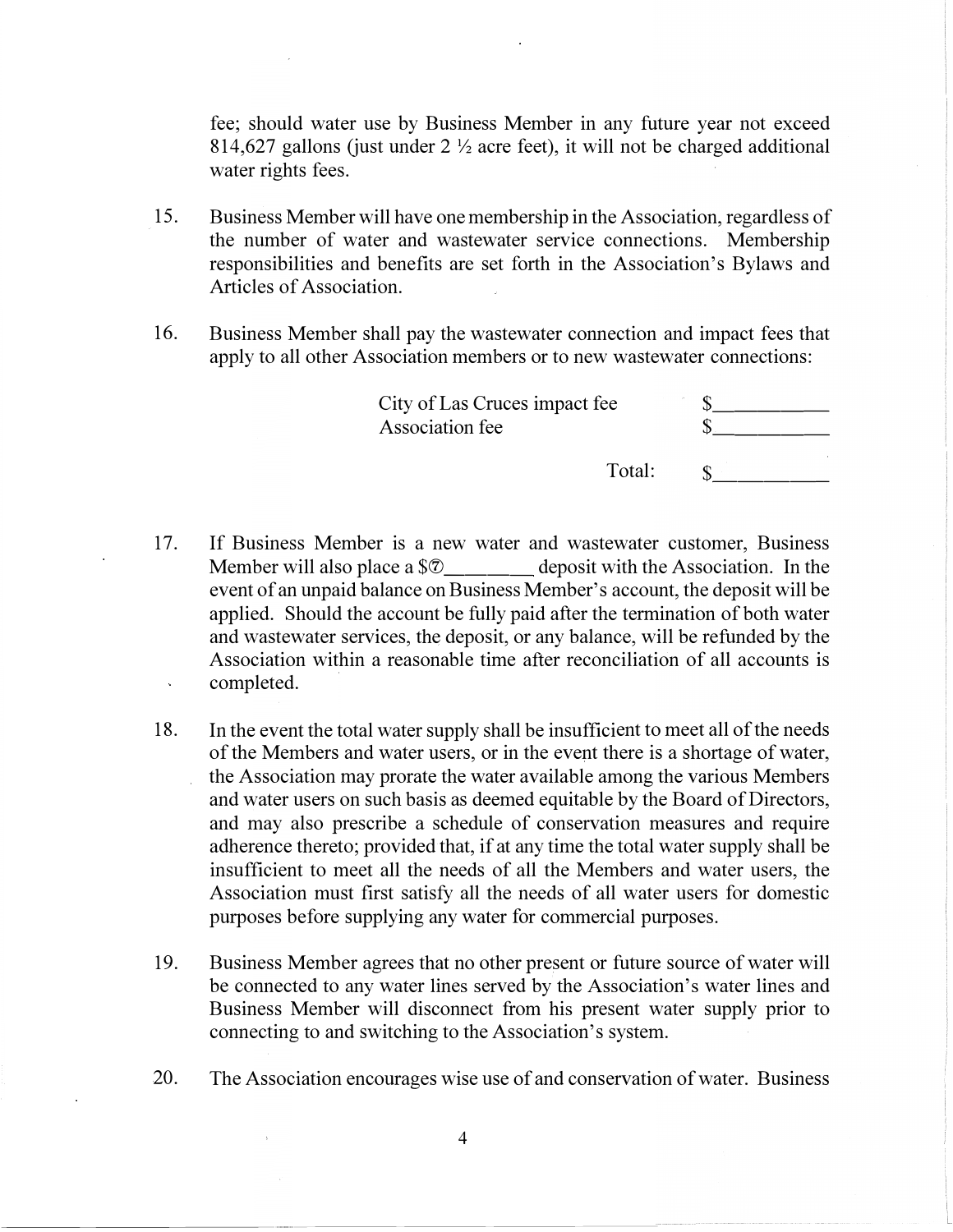fee; should water use by Business Member in any future year not exceed 814,627 gallons (just under 2 ½ acre feet), it will not be charged additional water rights fees.

15. Business Member will have one membership in the Association, regardless of the number of water and wastewater service connections. Membership responsibilities and benefits are set forth in the Association's Bylaws and Articles of Association.

16. Business Member shall pay the wastewater connection and impact fees that apply to all other Association members or to new wastewater connections:

| | |
|---|---|
| City of Las Cruces impact fee | $__________ |
| Association fee | $__________ |
| Total: | $__________ |

17. If Business Member is a new water and wastewater customer, Business Member will also place a $⑦________ deposit with the Association. In the event of an unpaid balance on Business Member's account, the deposit will be applied. Should the account be fully paid after the termination of both water and wastewater services, the deposit, or any balance, will be refunded by the Association within a reasonable time after reconciliation of all accounts is completed.

18. In the event the total water supply shall be insufficient to meet all of the needs of the Members and water users, or in the event there is a shortage of water, the Association may prorate the water available among the various Members and water users on such basis as deemed equitable by the Board of Directors, and may also prescribe a schedule of conservation measures and require adherence thereto; provided that, if at any time the total water supply shall be insufficient to meet all the needs of all the Members and water users, the Association must first satisfy all the needs of all water users for domestic purposes before supplying any water for commercial purposes.

19. Business Member agrees that no other present or future source of water will be connected to any water lines served by the Association's water lines and Business Member will disconnect from his present water supply prior to connecting to and switching to the Association's system.

20. The Association encourages wise use of and conservation of water. Business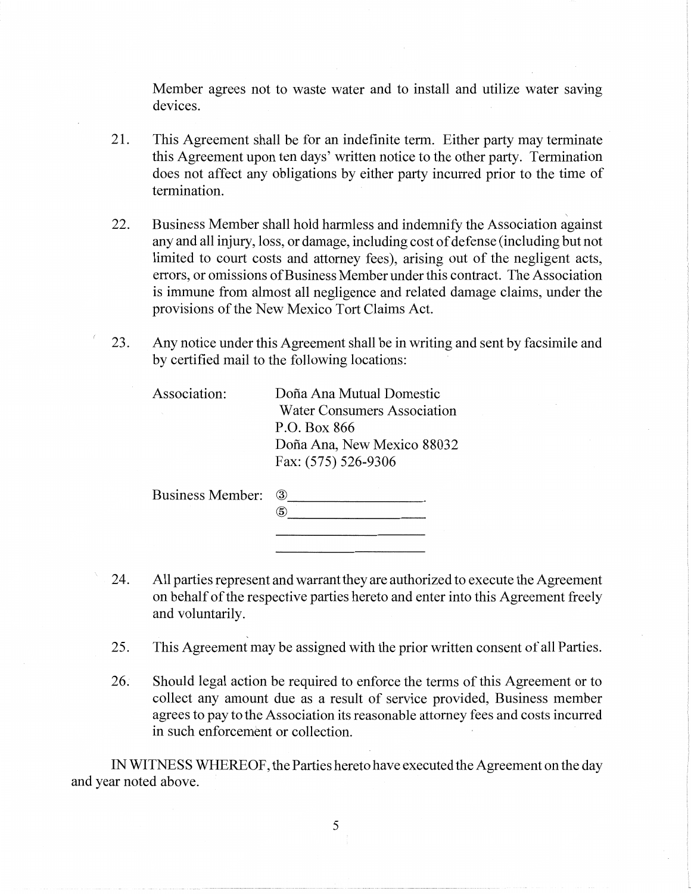Member agrees not to waste water and to install and utilize water saving devices.

21. This Agreement shall be for an indefinite term. Either party may terminate this Agreement upon ten days' written notice to the other party. Termination does not affect any obligations by either party incurred prior to the time of termination.

22. Business Member shall hold harmless and indemnify the Association against any and all injury, loss, or damage, including cost of defense (including but not limited to court costs and attorney fees), arising out of the negligent acts, errors, or omissions of Business Member under this contract. The Association is immune from almost all negligence and related damage claims, under the provisions of the New Mexico Tort Claims Act.

23. Any notice under this Agreement shall be in writing and sent by facsimile and by certified mail to the following locations:

    Association: Doña Ana Mutual Domestic
    Water Consumers Association
    P.O. Box 866
    Doña Ana, New Mexico 88032
    Fax: (575) 526-9306

    Business Member: ③\_\_\_\_\_\_\_\_\_\_\_\_\_\_\_\_\_\_.
    ⑤\_\_\_\_\_\_\_\_\_\_\_\_\_\_\_\_\_\_\_\_
    \_\_\_\_\_\_\_\_\_\_\_\_\_\_\_\_\_\_\_\_\_\_
    \_\_\_\_\_\_\_\_\_\_\_\_\_\_\_\_\_\_\_\_\_\_

24. All parties represent and warrant they are authorized to execute the Agreement on behalf of the respective parties hereto and enter into this Agreement freely and voluntarily.

25. This Agreement may be assigned with the prior written consent of all Parties.

26. Should legal action be required to enforce the terms of this Agreement or to collect any amount due as a result of service provided, Business member agrees to pay to the Association its reasonable attorney fees and costs incurred in such enforcement or collection.

IN WITNESS WHEREOF, the Parties hereto have executed the Agreement on the day and year noted above.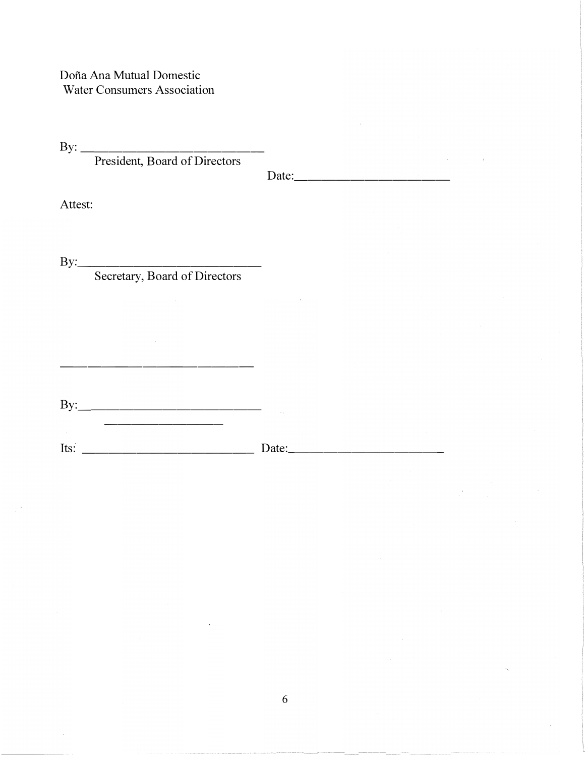Doña Ana Mutual Domestic
Water Consumers Association

By: ______________________________
President, Board of Directors

Date:________________________

Attest:

By:______________________________
Secretary, Board of Directors

______________________________

By:______________________________
__________________

Its: ____________________________ Date:________________________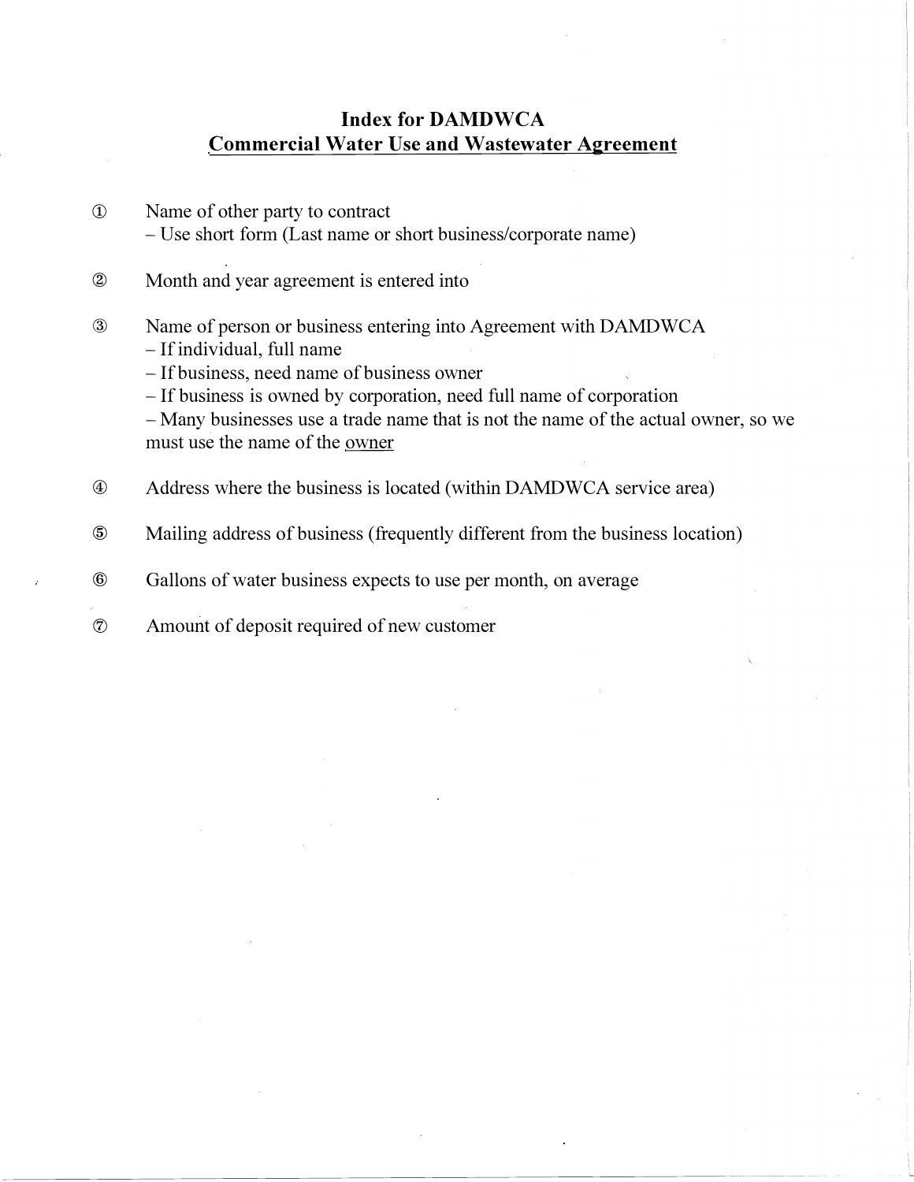## Index for DAMDWCA

## Commercial Water Use and Wastewater Agreement

① Name of other party to contract
– Use short form (Last name or short business/corporate name)

② Month and year agreement is entered into

③ Name of person or business entering into Agreement with DAMDWCA
– If individual, full name
– If business, need name of business owner
– If business is owned by corporation, need full name of corporation
– Many businesses use a trade name that is not the name of the actual owner, so we must use the name of the owner

④ Address where the business is located (within DAMDWCA service area)

⑤ Mailing address of business (frequently different from the business location)

⑥ Gallons of water business expects to use per month, on average

⑦ Amount of deposit required of new customer